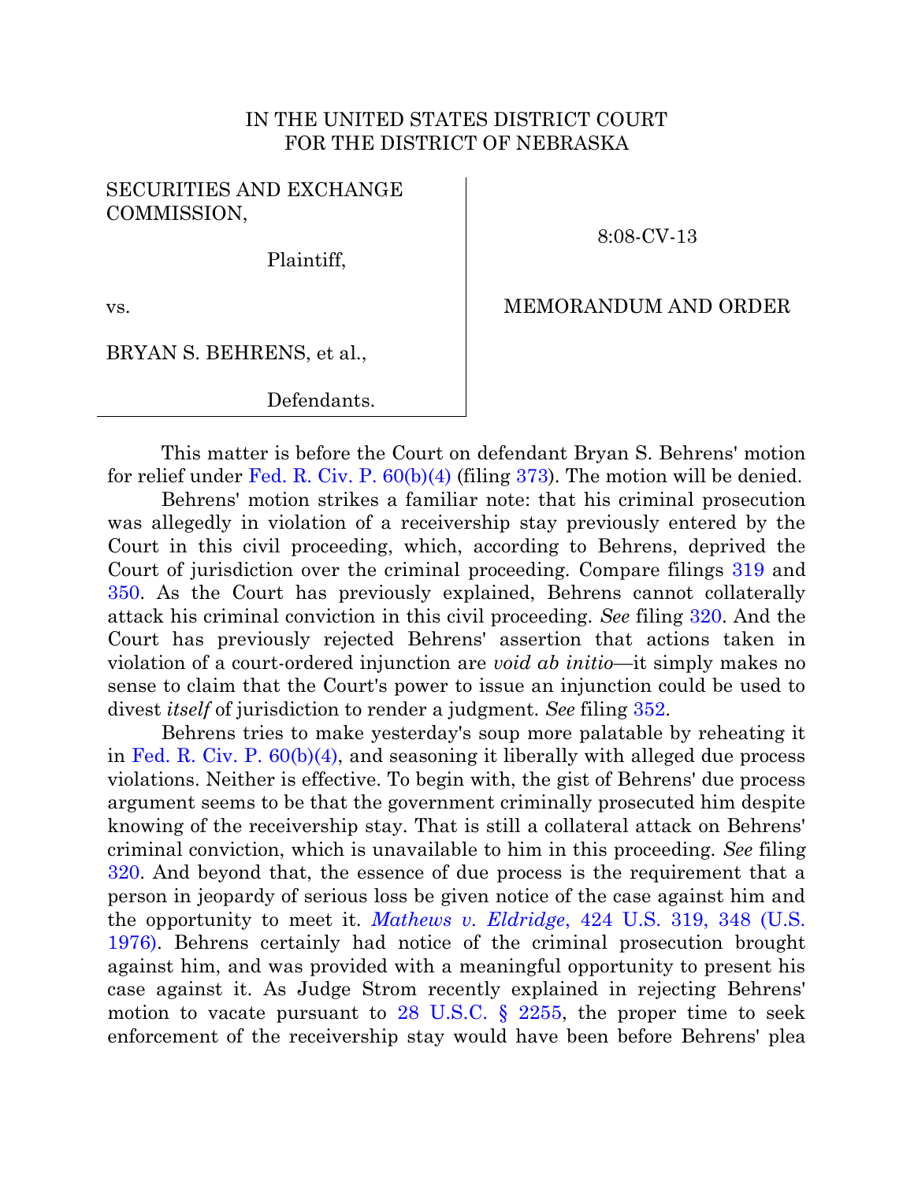IN THE UNITED STATES DISTRICT COURT
FOR THE DISTRICT OF NEBRASKA

| | |
|---|---|
| SECURITIES AND EXCHANGE COMMISSION,<br><br>Plaintiff,<br><br>vs.<br><br>BRYAN S. BEHRENS, et al.,<br><br>Defendants. | 8:08-CV-13<br><br>MEMORANDUM AND ORDER |

This matter is before the Court on defendant Bryan S. Behrens' motion for relief under Fed. R. Civ. P. 60(b)(4) (filing 373). The motion will be denied.

Behrens' motion strikes a familiar note: that his criminal prosecution was allegedly in violation of a receivership stay previously entered by the Court in this civil proceeding, which, according to Behrens, deprived the Court of jurisdiction over the criminal proceeding. Compare filings 319 and 350. As the Court has previously explained, Behrens cannot collaterally attack his criminal conviction in this civil proceeding. *See* filing 320. And the Court has previously rejected Behrens' assertion that actions taken in violation of a court-ordered injunction are *void ab initio*—it simply makes no sense to claim that the Court's power to issue an injunction could be used to divest *itself* of jurisdiction to render a judgment. *See* filing 352.

Behrens tries to make yesterday's soup more palatable by reheating it in Fed. R. Civ. P. 60(b)(4), and seasoning it liberally with alleged due process violations. Neither is effective. To begin with, the gist of Behrens' due process argument seems to be that the government criminally prosecuted him despite knowing of the receivership stay. That is still a collateral attack on Behrens' criminal conviction, which is unavailable to him in this proceeding. *See* filing 320. And beyond that, the essence of due process is the requirement that a person in jeopardy of serious loss be given notice of the case against him and the opportunity to meet it. *Mathews v. Eldridge*, 424 U.S. 319, 348 (U.S. 1976). Behrens certainly had notice of the criminal prosecution brought against him, and was provided with a meaningful opportunity to present his case against it. As Judge Strom recently explained in rejecting Behrens' motion to vacate pursuant to 28 U.S.C. § 2255, the proper time to seek enforcement of the receivership stay would have been before Behrens' plea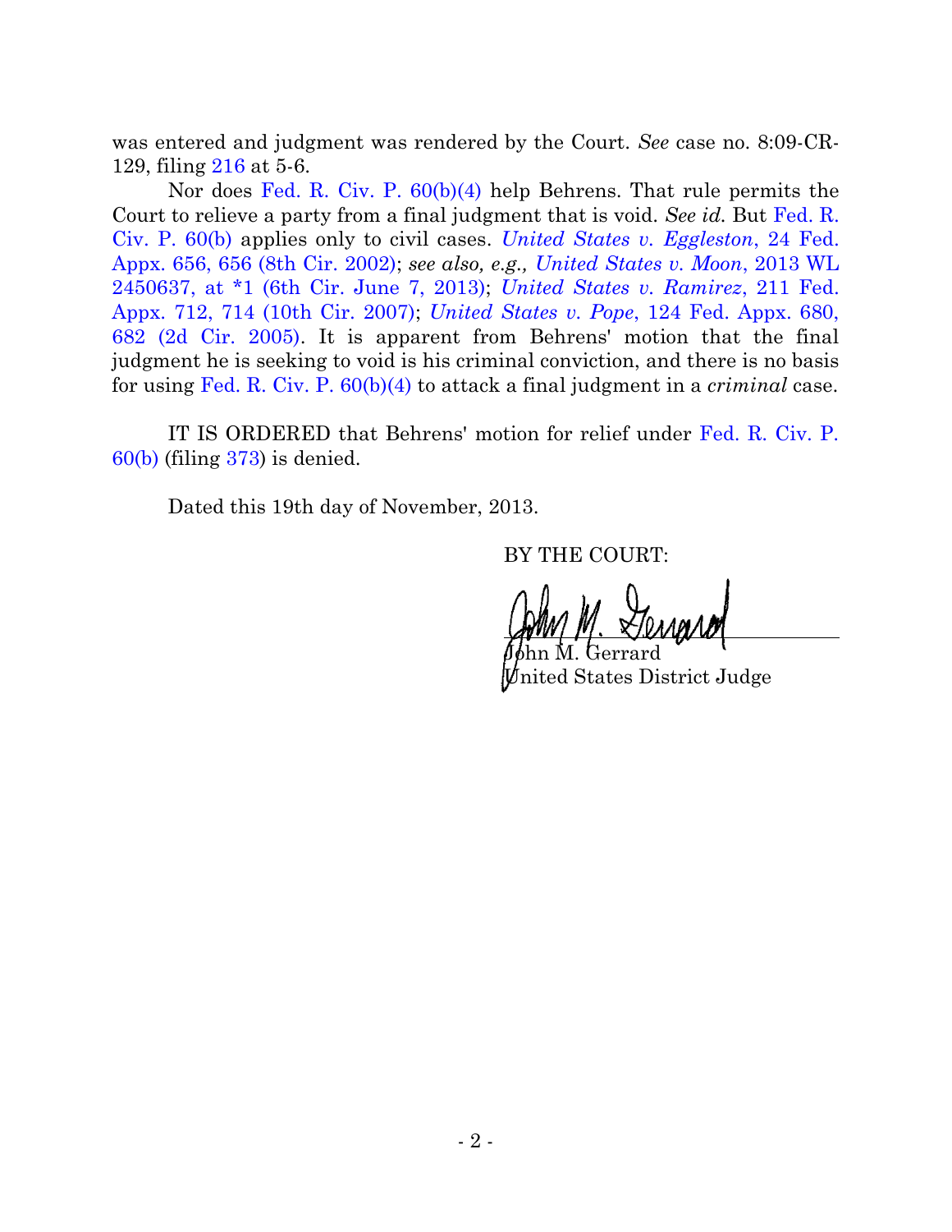was entered and judgment was rendered by the Court. *See* case no. 8:09-CR-129, filing 216 at 5-6.

Nor does Fed. R. Civ. P. 60(b)(4) help Behrens. That rule permits the Court to relieve a party from a final judgment that is void. *See id.* But Fed. R. Civ. P. 60(b) applies only to civil cases. *United States v. Eggleston*, 24 Fed. Appx. 656, 656 (8th Cir. 2002); *see also, e.g., United States v. Moon*, 2013 WL 2450637, at *1 (6th Cir. June 7, 2013); *United States v. Ramirez*, 211 Fed. Appx. 712, 714 (10th Cir. 2007); *United States v. Pope*, 124 Fed. Appx. 680, 682 (2d Cir. 2005). It is apparent from Behrens' motion that the final judgment he is seeking to void is his criminal conviction, and there is no basis for using Fed. R. Civ. P. 60(b)(4) to attack a final judgment in a *criminal* case.

IT IS ORDERED that Behrens' motion for relief under Fed. R. Civ. P. 60(b) (filing 373) is denied.

Dated this 19th day of November, 2013.

BY THE COURT:

John M. Gerrard
United States District Judge